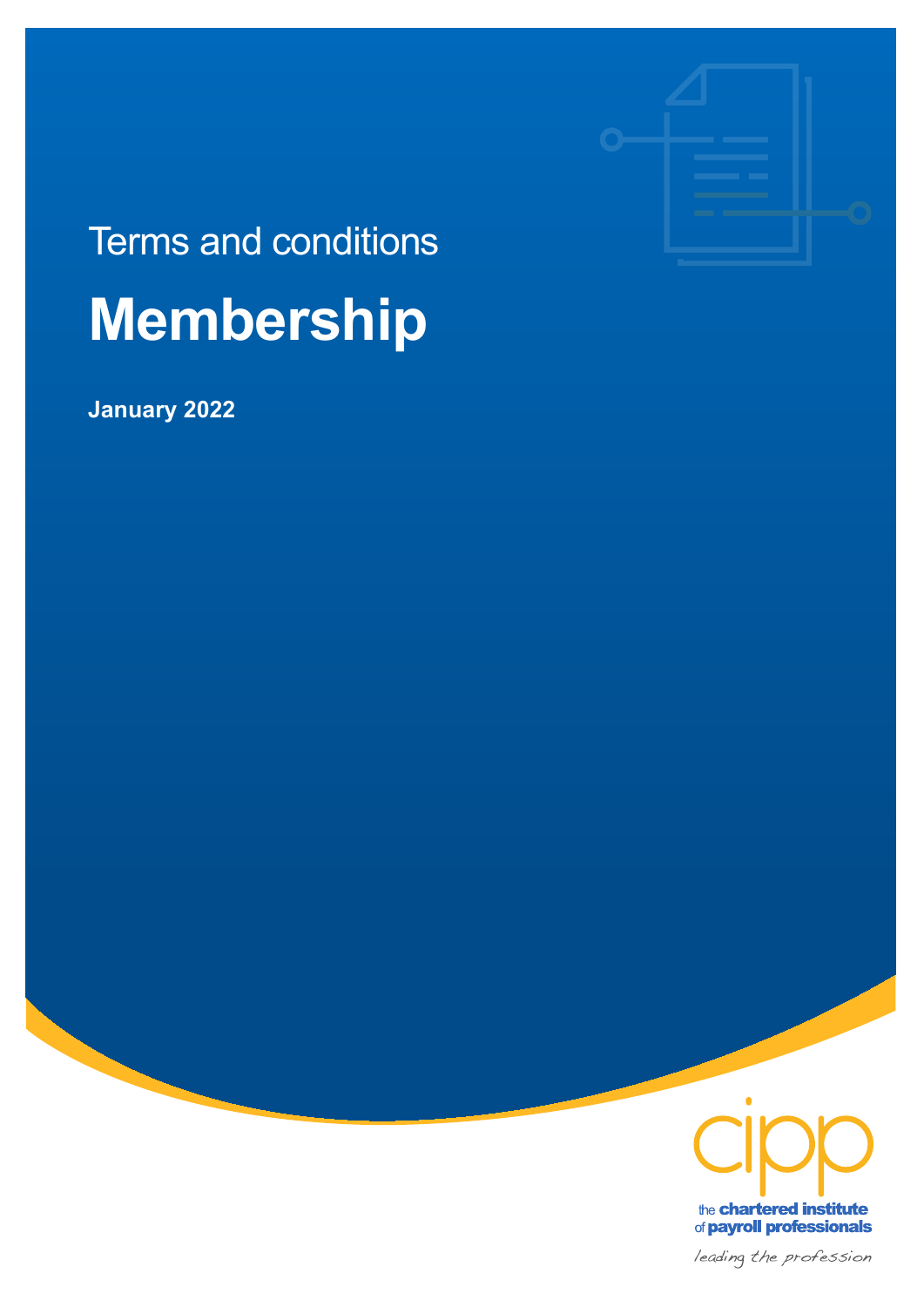Terms and conditions

# Membership

**January 2022**

the chartered institute of payroll professionals

*leading the profession*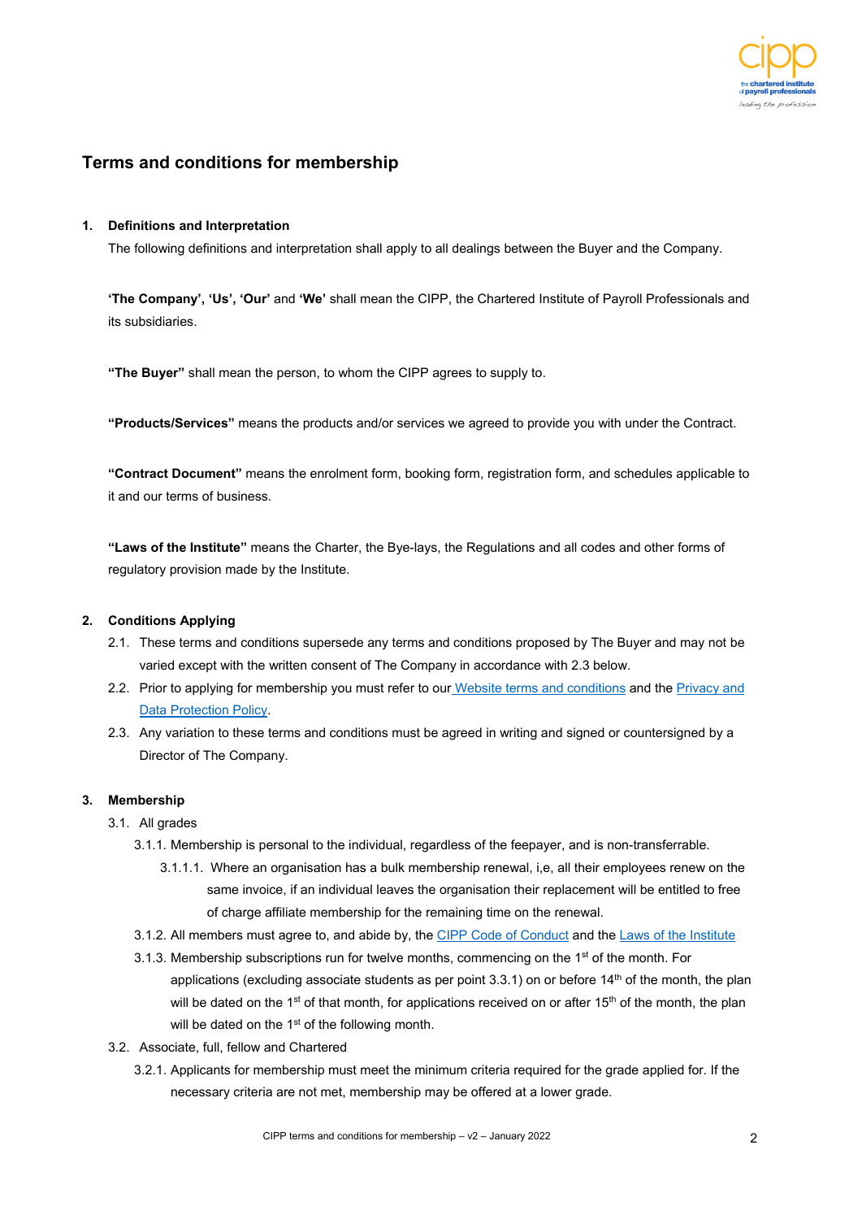## Terms and conditions for membership

**1. Definitions and Interpretation**

The following definitions and interpretation shall apply to all dealings between the Buyer and the Company.

**'The Company', 'Us', 'Our'** and **'We'** shall mean the CIPP, the Chartered Institute of Payroll Professionals and its subsidiaries.

**"The Buyer"** shall mean the person, to whom the CIPP agrees to supply to.

**"Products/Services"** means the products and/or services we agreed to provide you with under the Contract.

**"Contract Document"** means the enrolment form, booking form, registration form, and schedules applicable to it and our terms of business.

**"Laws of the Institute"** means the Charter, the Bye-lays, the Regulations and all codes and other forms of regulatory provision made by the Institute.

**2. Conditions Applying**

2.1. These terms and conditions supersede any terms and conditions proposed by The Buyer and may not be varied except with the written consent of The Company in accordance with 2.3 below.

2.2. Prior to applying for membership you must refer to our Website terms and conditions and the Privacy and Data Protection Policy.

2.3. Any variation to these terms and conditions must be agreed in writing and signed or countersigned by a Director of The Company.

**3. Membership**

3.1. All grades

3.1.1. Membership is personal to the individual, regardless of the feepayer, and is non-transferrable.

3.1.1.1. Where an organisation has a bulk membership renewal, i,e, all their employees renew on the same invoice, if an individual leaves the organisation their replacement will be entitled to free of charge affiliate membership for the remaining time on the renewal.

3.1.2. All members must agree to, and abide by, the CIPP Code of Conduct and the Laws of the Institute

3.1.3. Membership subscriptions run for twelve months, commencing on the 1st of the month. For applications (excluding associate students as per point 3.3.1) on or before 14th of the month, the plan will be dated on the 1st of that month, for applications received on or after 15th of the month, the plan will be dated on the 1st of the following month.

3.2. Associate, full, fellow and Chartered

3.2.1. Applicants for membership must meet the minimum criteria required for the grade applied for. If the necessary criteria are not met, membership may be offered at a lower grade.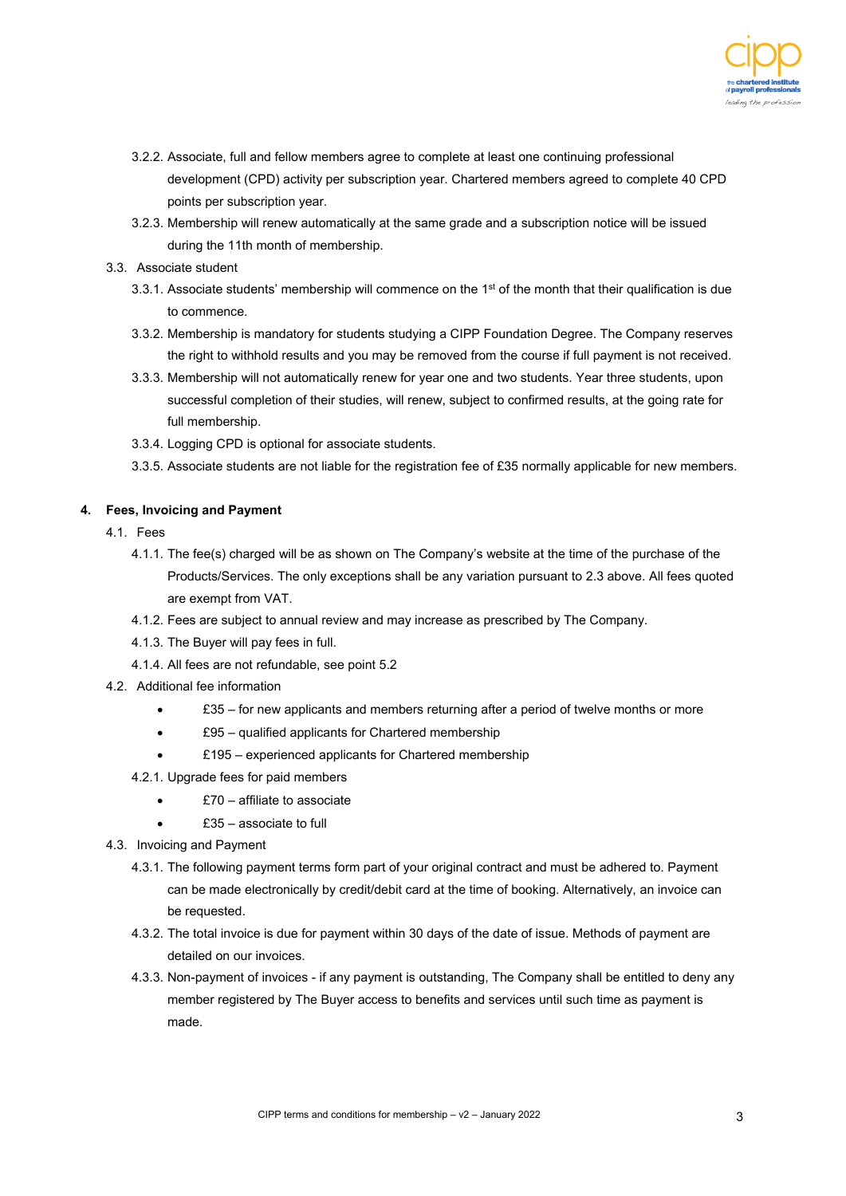3.2.2. Associate, full and fellow members agree to complete at least one continuing professional development (CPD) activity per subscription year. Chartered members agreed to complete 40 CPD points per subscription year.

3.2.3. Membership will renew automatically at the same grade and a subscription notice will be issued during the 11th month of membership.

3.3. Associate student

3.3.1. Associate students' membership will commence on the 1st of the month that their qualification is due to commence.

3.3.2. Membership is mandatory for students studying a CIPP Foundation Degree. The Company reserves the right to withhold results and you may be removed from the course if full payment is not received.

3.3.3. Membership will not automatically renew for year one and two students. Year three students, upon successful completion of their studies, will renew, subject to confirmed results, at the going rate for full membership.

3.3.4. Logging CPD is optional for associate students.

3.3.5. Associate students are not liable for the registration fee of £35 normally applicable for new members.

## 4. Fees, Invoicing and Payment

4.1. Fees

4.1.1. The fee(s) charged will be as shown on The Company's website at the time of the purchase of the Products/Services. The only exceptions shall be any variation pursuant to 2.3 above. All fees quoted are exempt from VAT.

4.1.2. Fees are subject to annual review and may increase as prescribed by The Company.

4.1.3. The Buyer will pay fees in full.

4.1.4. All fees are not refundable, see point 5.2

4.2. Additional fee information

- £35 – for new applicants and members returning after a period of twelve months or more
- £95 – qualified applicants for Chartered membership
- £195 – experienced applicants for Chartered membership

4.2.1. Upgrade fees for paid members

- £70 – affiliate to associate
- £35 – associate to full

4.3. Invoicing and Payment

4.3.1. The following payment terms form part of your original contract and must be adhered to. Payment can be made electronically by credit/debit card at the time of booking. Alternatively, an invoice can be requested.

4.3.2. The total invoice is due for payment within 30 days of the date of issue. Methods of payment are detailed on our invoices.

4.3.3. Non-payment of invoices - if any payment is outstanding, The Company shall be entitled to deny any member registered by The Buyer access to benefits and services until such time as payment is made.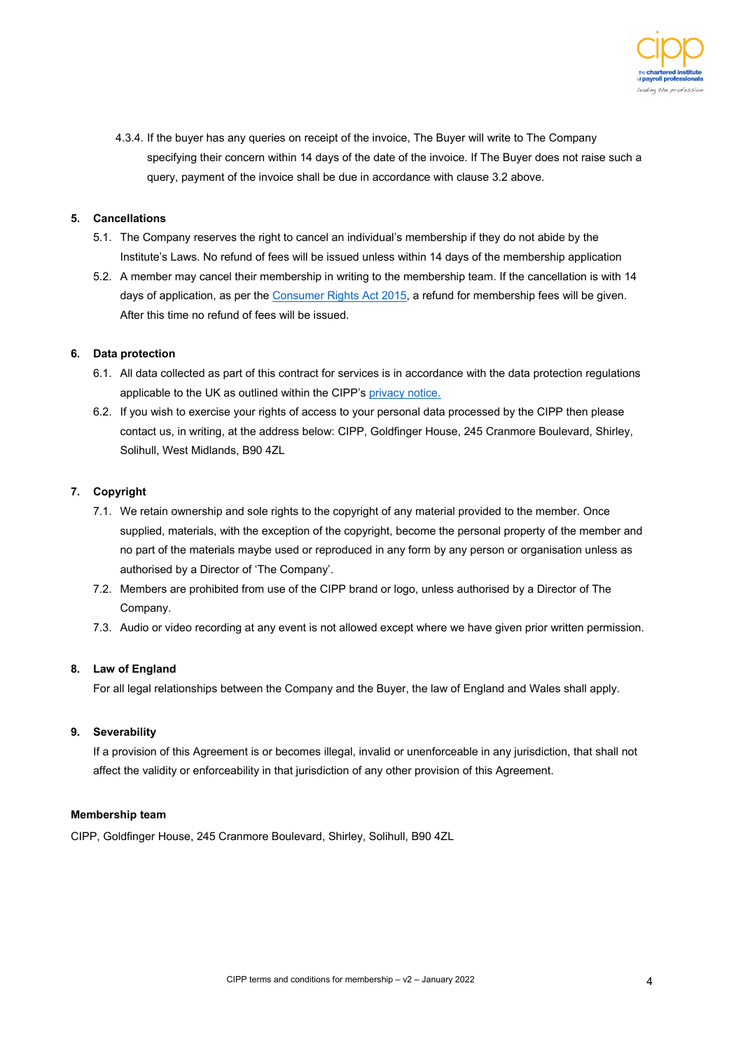4.3.4. If the buyer has any queries on receipt of the invoice, The Buyer will write to The Company specifying their concern within 14 days of the date of the invoice. If The Buyer does not raise such a query, payment of the invoice shall be due in accordance with clause 3.2 above.

**5. Cancellations**

5.1. The Company reserves the right to cancel an individual's membership if they do not abide by the Institute's Laws. No refund of fees will be issued unless within 14 days of the membership application

5.2. A member may cancel their membership in writing to the membership team. If the cancellation is with 14 days of application, as per the [Consumer Rights Act 2015](), a refund for membership fees will be given. After this time no refund of fees will be issued.

**6. Data protection**

6.1. All data collected as part of this contract for services is in accordance with the data protection regulations applicable to the UK as outlined within the CIPP's [privacy notice.]()

6.2. If you wish to exercise your rights of access to your personal data processed by the CIPP then please contact us, in writing, at the address below: CIPP, Goldfinger House, 245 Cranmore Boulevard, Shirley, Solihull, West Midlands, B90 4ZL

**7. Copyright**

7.1. We retain ownership and sole rights to the copyright of any material provided to the member. Once supplied, materials, with the exception of the copyright, become the personal property of the member and no part of the materials maybe used or reproduced in any form by any person or organisation unless as authorised by a Director of 'The Company'.

7.2. Members are prohibited from use of the CIPP brand or logo, unless authorised by a Director of The Company.

7.3. Audio or video recording at any event is not allowed except where we have given prior written permission.

**8. Law of England**

For all legal relationships between the Company and the Buyer, the law of England and Wales shall apply.

**9. Severability**

If a provision of this Agreement is or becomes illegal, invalid or unenforceable in any jurisdiction, that shall not affect the validity or enforceability in that jurisdiction of any other provision of this Agreement.

**Membership team**

CIPP, Goldfinger House, 245 Cranmore Boulevard, Shirley, Solihull, B90 4ZL